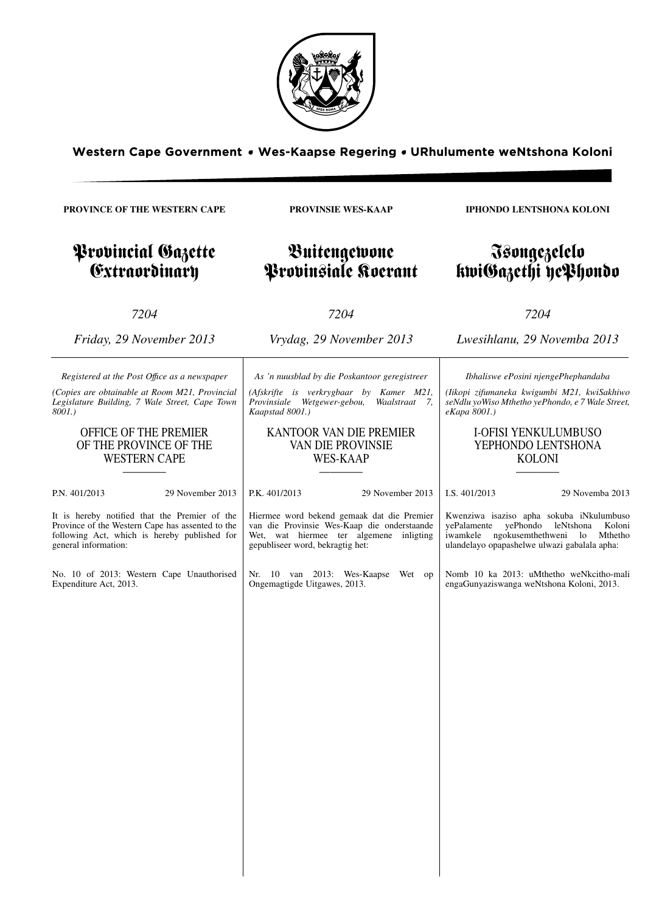Western Cape Government • Wes-Kaapse Regering • URhulumente weNtshona Koloni

**PROVINCE OF THE WESTERN CAPE**

# Provincial Gazette Extraordinary

*7204*

*Friday, 29 November 2013*

*Registered at the Post Office as a newspaper*

*(Copies are obtainable at Room M21, Provincial Legislature Building, 7 Wale Street, Cape Town 8001.)*

## OFFICE OF THE PREMIER OF THE PROVINCE OF THE WESTERN CAPE

P.N. 401/2013 — 29 November 2013

It is hereby notified that the Premier of the Province of the Western Cape has assented to the following Act, which is hereby published for general information:

No. 10 of 2013: Western Cape Unauthorised Expenditure Act, 2013.

---

**PROVINSIE WES-KAAP**

# Buitengewone Provinsiale Koerant

*7204*

*Vrydag, 29 November 2013*

*As 'n nuusblad by die Poskantoor geregistreer*

*(Afskrifte is verkrygbaar by Kamer M21, Provinsiale Wetgewer-gebou, Waalstraat 7, Kaapstad 8001.)*

## KANTOOR VAN DIE PREMIER VAN DIE PROVINSIE WES-KAAP

P.K. 401/2013 — 29 November 2013

Hiermee word bekend gemaak dat die Premier van die Provinsie Wes-Kaap die onderstaande Wet, wat hiermee ter algemene inligting gepubliseer word, bekragtig het:

Nr. 10 van 2013: Wes-Kaapse Wet op Ongemagtigde Uitgawes, 2013.

---

**IPHONDO LENTSHONA KOLONI**

# Isongezelelo kwiGazethi yePhondo

*7204*

*Lwesihlanu, 29 Novemba 2013*

*Ibhaliswe ePosini njengePhephandaba*

*(Iikopi zifumaneka kwigumbi M21, kwiSakhiwo seNdlu yoWiso Mthetho yePhondo, e 7 Wale Street, eKapa 8001.)*

## I-OFISI YENKULUMBUSO YEPHONDO LENTSHONA KOLONI

I.S. 401/2013 — 29 Novemba 2013

Kwenziwa isaziso apha sokuba iNkulumbuso yePalamente yePhondo leNtshona Koloni iwamkele ngokusemthethweni lo Mthetho ulandelayo opapashelwe ulwazi gabalala apha:

Nomb 10 ka 2013: uMthetho weNkcitho-mali engaGunyaziswanga weNtshona Koloni, 2013.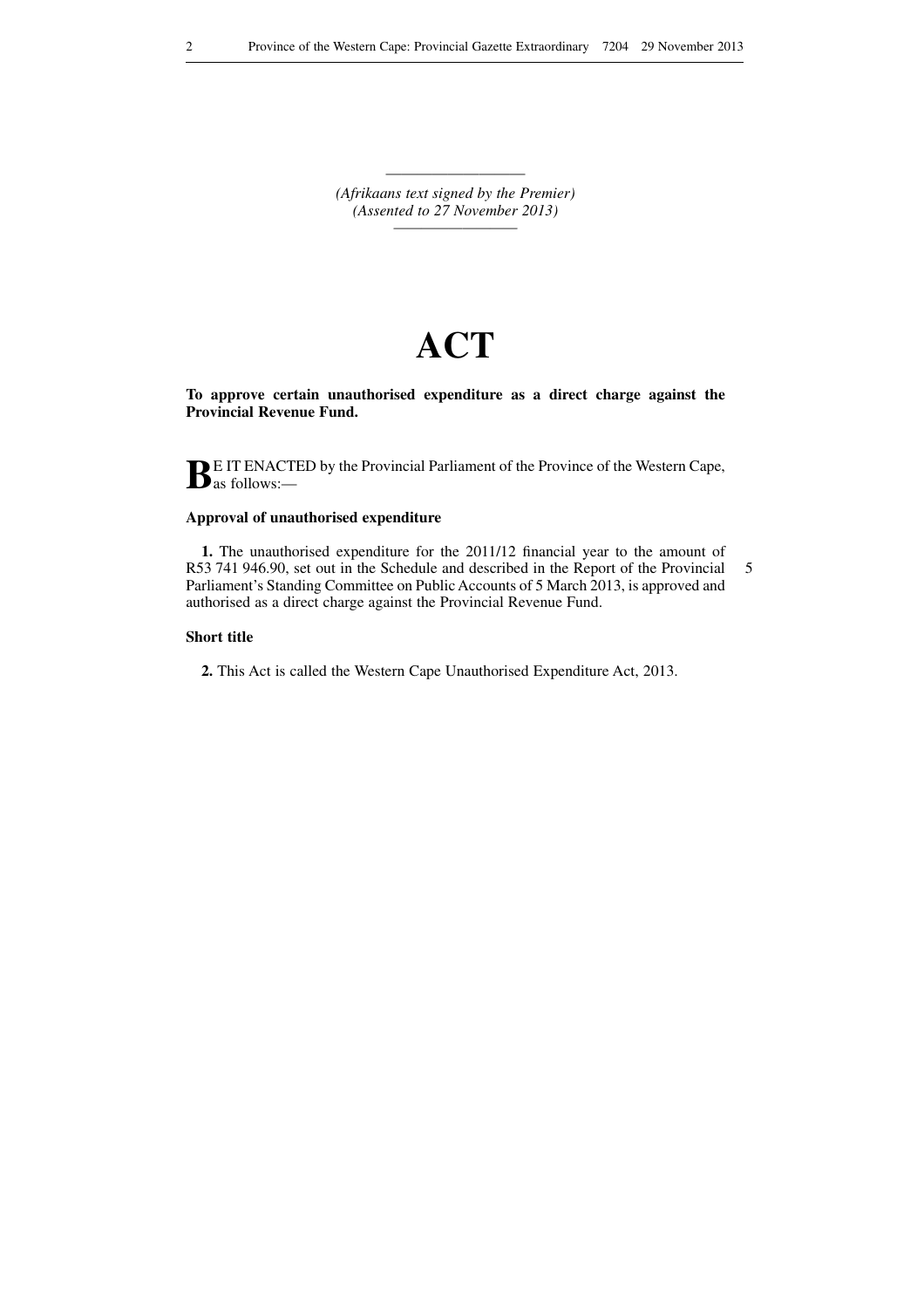*(Afrikaans text signed by the Premier)*
*(Assented to 27 November 2013)*

# ACT

**To approve certain unauthorised expenditure as a direct charge against the Provincial Revenue Fund.**

BE IT ENACTED by the Provincial Parliament of the Province of the Western Cape, as follows:—

### Approval of unauthorised expenditure

**1.** The unauthorised expenditure for the 2011/12 financial year to the amount of R53 741 946.90, set out in the Schedule and described in the Report of the Provincial Parliament's Standing Committee on Public Accounts of 5 March 2013, is approved and authorised as a direct charge against the Provincial Revenue Fund.

### Short title

**2.** This Act is called the Western Cape Unauthorised Expenditure Act, 2013.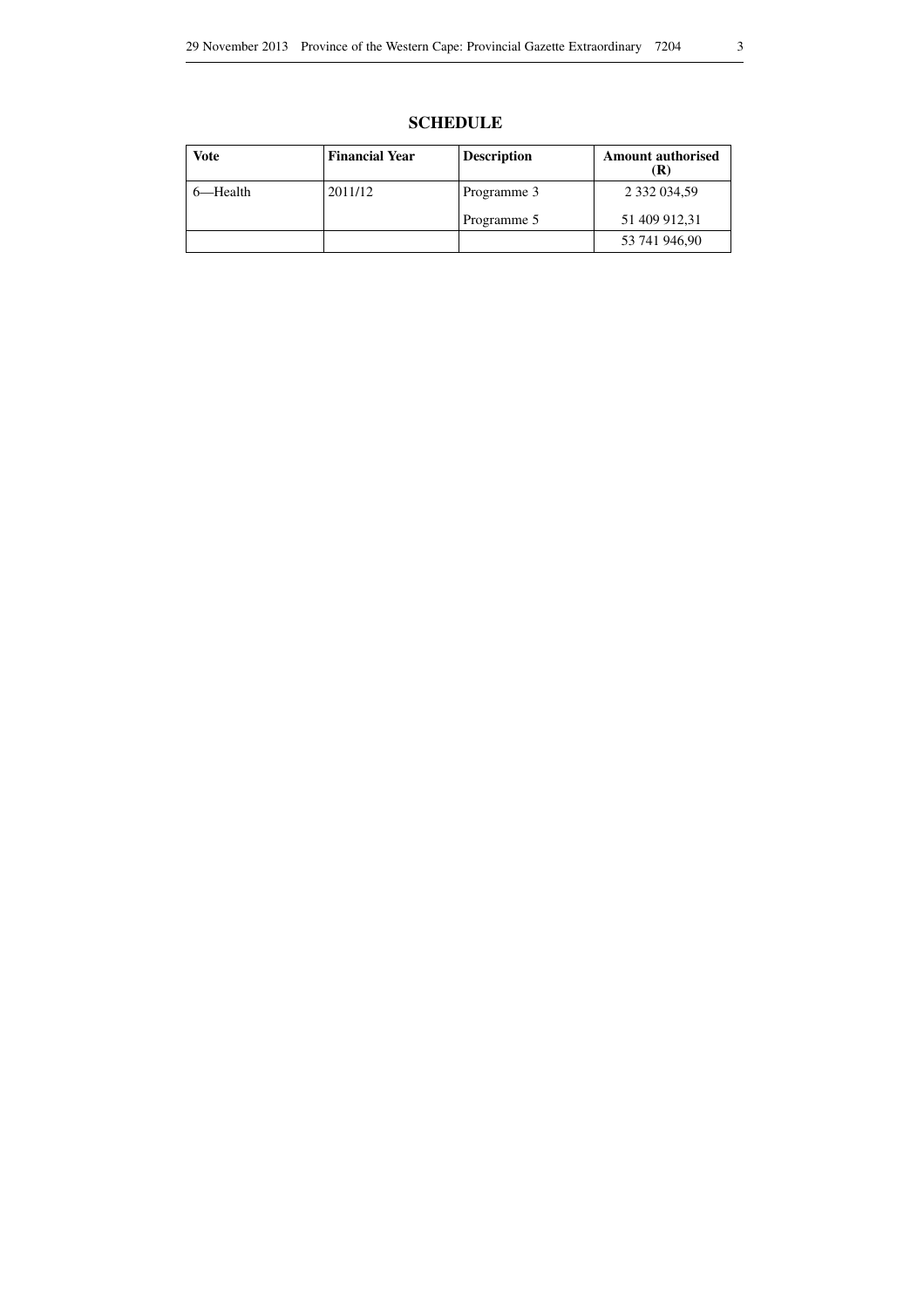## SCHEDULE

| Vote | Financial Year | Description | Amount authorised (R) |
|---|---|---|---|
| 6—Health | 2011/12 | Programme 3 | 2 332 034,59 |
| | | Programme 5 | 51 409 912,31 |
| | | | 53 741 946,90 |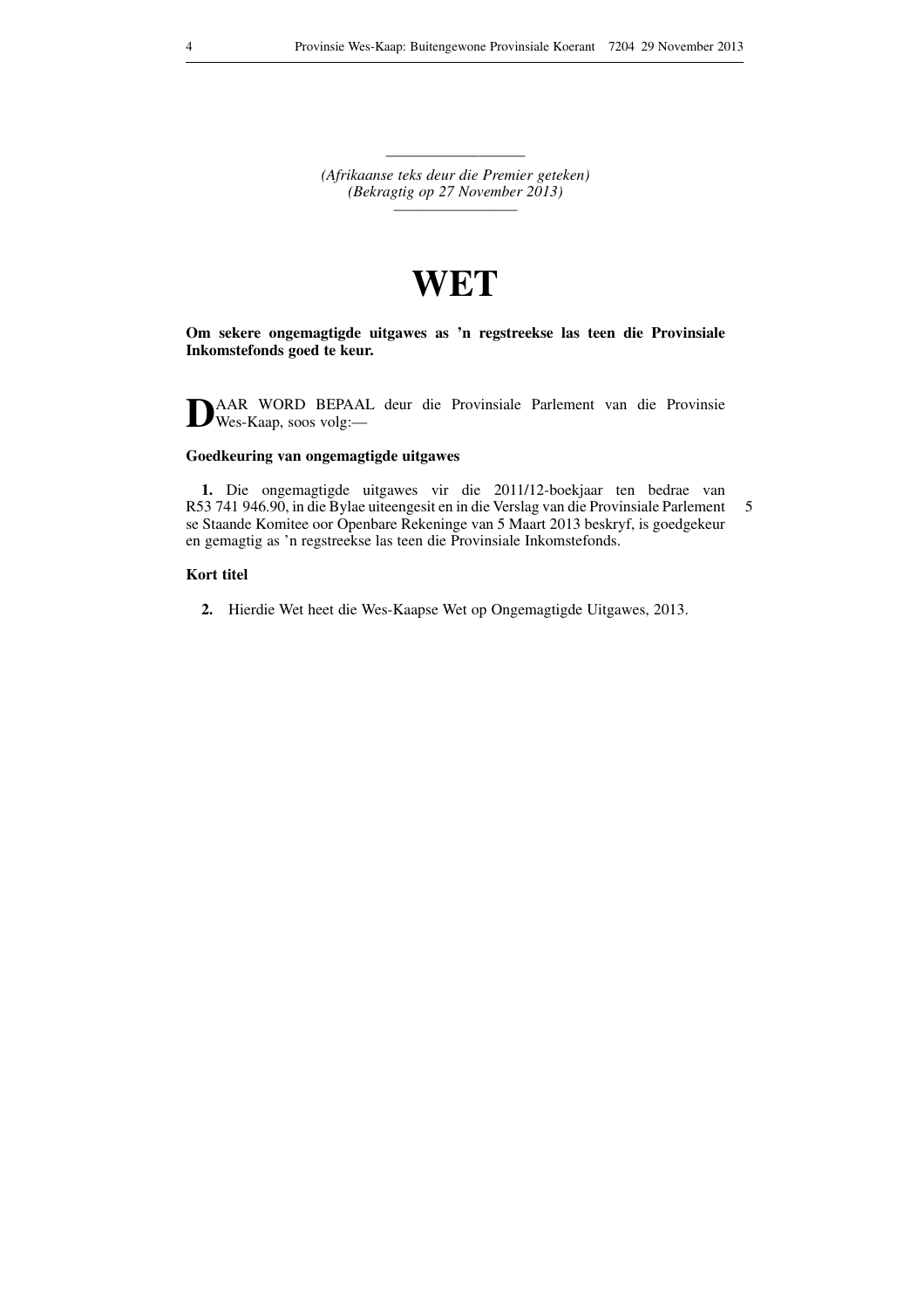*(Afrikaanse teks deur die Premier geteken)*
*(Bekragtig op 27 November 2013)*

# WET

**Om sekere ongemagtigde uitgawes as 'n regstreekse las teen die Provinsiale Inkomstefonds goed te keur.**

DAAR WORD BEPAAL deur die Provinsiale Parlement van die Provinsie Wes-Kaap, soos volg:—

### Goedkeuring van ongemagtigde uitgawes

**1.** Die ongemagtigde uitgawes vir die 2011/12-boekjaar ten bedrae van R53 741 946.90, in die Bylae uiteengesit en in die Verslag van die Provinsiale Parlement se Staande Komitee oor Openbare Rekeninge van 5 Maart 2013 beskryf, is goedgekeur en gemagtig as 'n regstreekse las teen die Provinsiale Inkomstefonds.

### Kort titel

**2.** Hierdie Wet heet die Wes-Kaapse Wet op Ongemagtigde Uitgawes, 2013.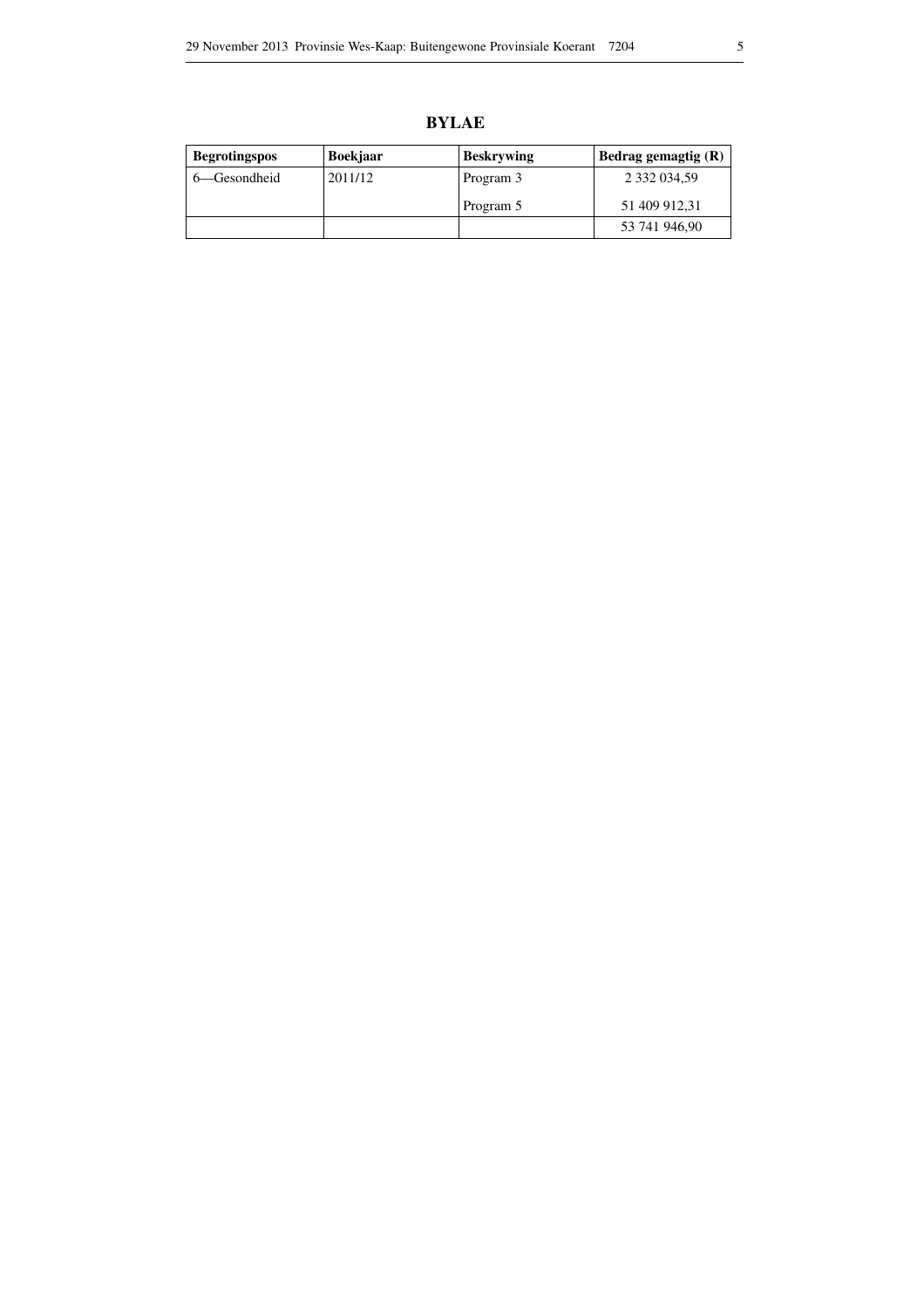## BYLAE

| Begrotingspos | Boekjaar | Beskrywing | Bedrag gemagtig (R) |
|---|---|---|---|
| 6—Gesondheid | 2011/12 | Program 3 | 2 332 034,59 |
| | | Program 5 | 51 409 912,31 |
| | | | 53 741 946,90 |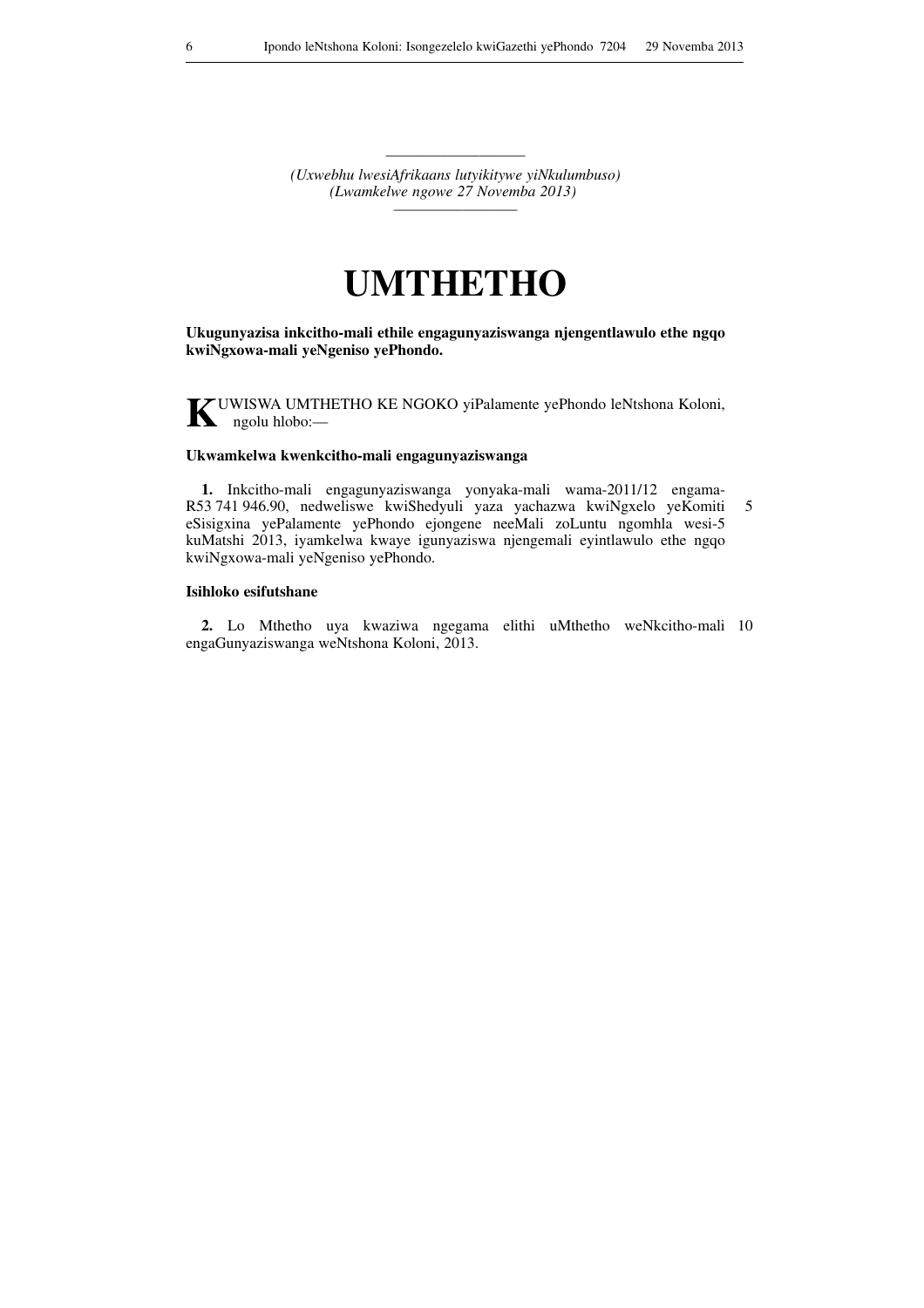*(Uxwebhu lwesiAfrikaans lutyikitywe yiNkulumbuso)*
*(Lwamkelwe ngowe 27 Novemba 2013)*

# UMTHETHO

**Ukugunyazisa inkcitho-mali ethile engagunyaziswanga njengentlawulo ethe ngqo kwiNgxowa-mali yeNgeniso yePhondo.**

KUWISWA UMTHETHO KE NGOKO yiPalamente yePhondo leNtshona Koloni, ngolu hlobo:—

**Ukwamkelwa kwenkcitho-mali engagunyaziswanga**

**1.** Inkcitho-mali engagunyaziswanga yonyaka-mali wama-2011/12 engama-R53 741 946.90, nedweliswe kwiShedyuli yaza yachazwa kwiNgxelo yeKomiti eSisigxina yePalamente yePhondo ejongene neeMali zoLuntu ngomhla wesi-5 kuMatshi 2013, iyamkelwa kwaye igunyaziswa njengemali eyintlawulo ethe ngqo kwiNgxowa-mali yeNgeniso yePhondo.

**Isihloko esifutshane**

**2.** Lo Mthetho uya kwaziwa ngegama elithi uMthetho weNkcitho-mali engaGunyaziswanga weNtshona Koloni, 2013.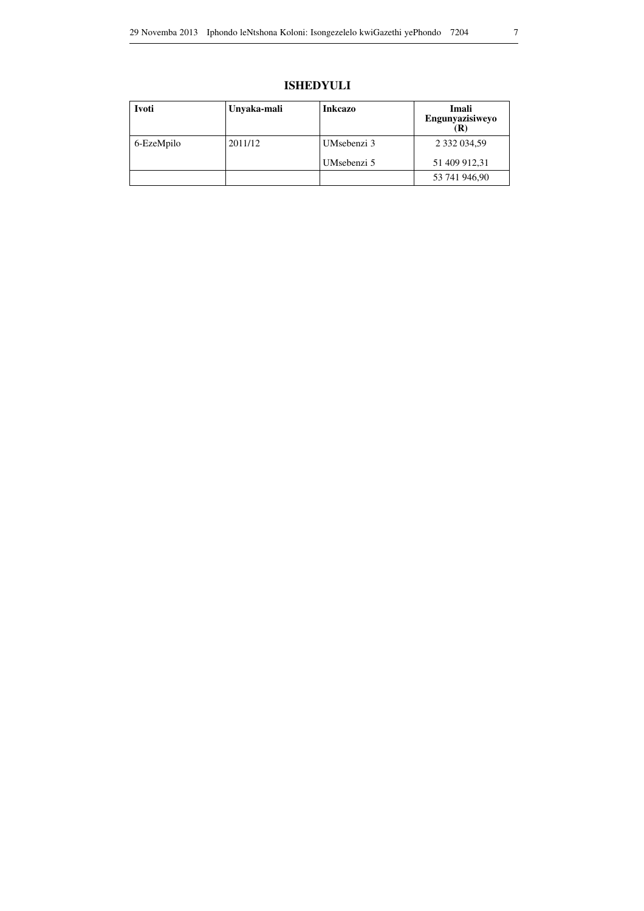## ISHEDYULI

| Ivoti | Unyaka-mali | Inkcazo | Imali Engunyazisiweyo (R) |
|---|---|---|---|
| 6-EzeMpilo | 2011/12 | UMsebenzi 3 | 2 332 034,59 |
| | | UMsebenzi 5 | 51 409 912,31 |
| | | | 53 741 946,90 |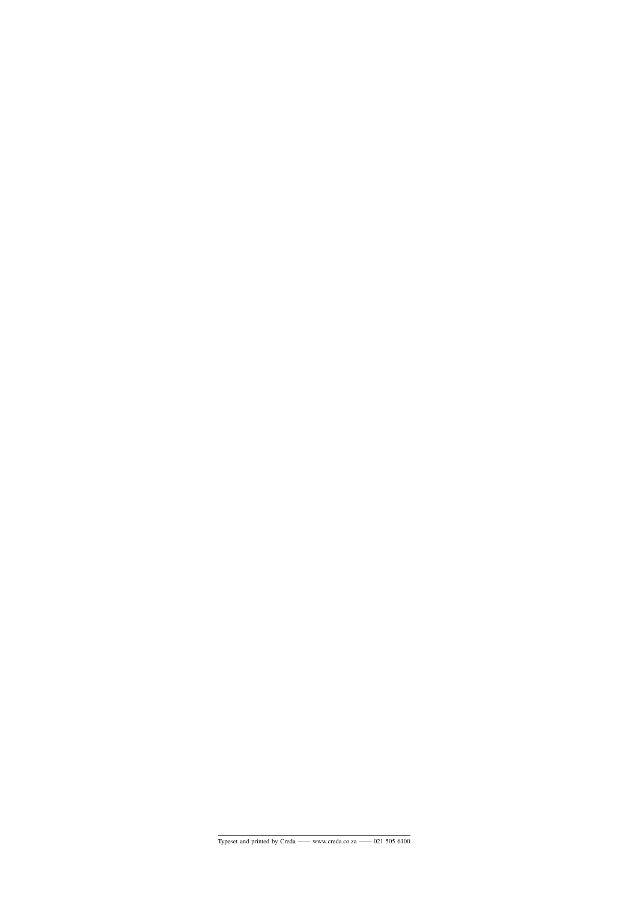Typeset and printed by Creda —— www.creda.co.za —— 021 505 6100